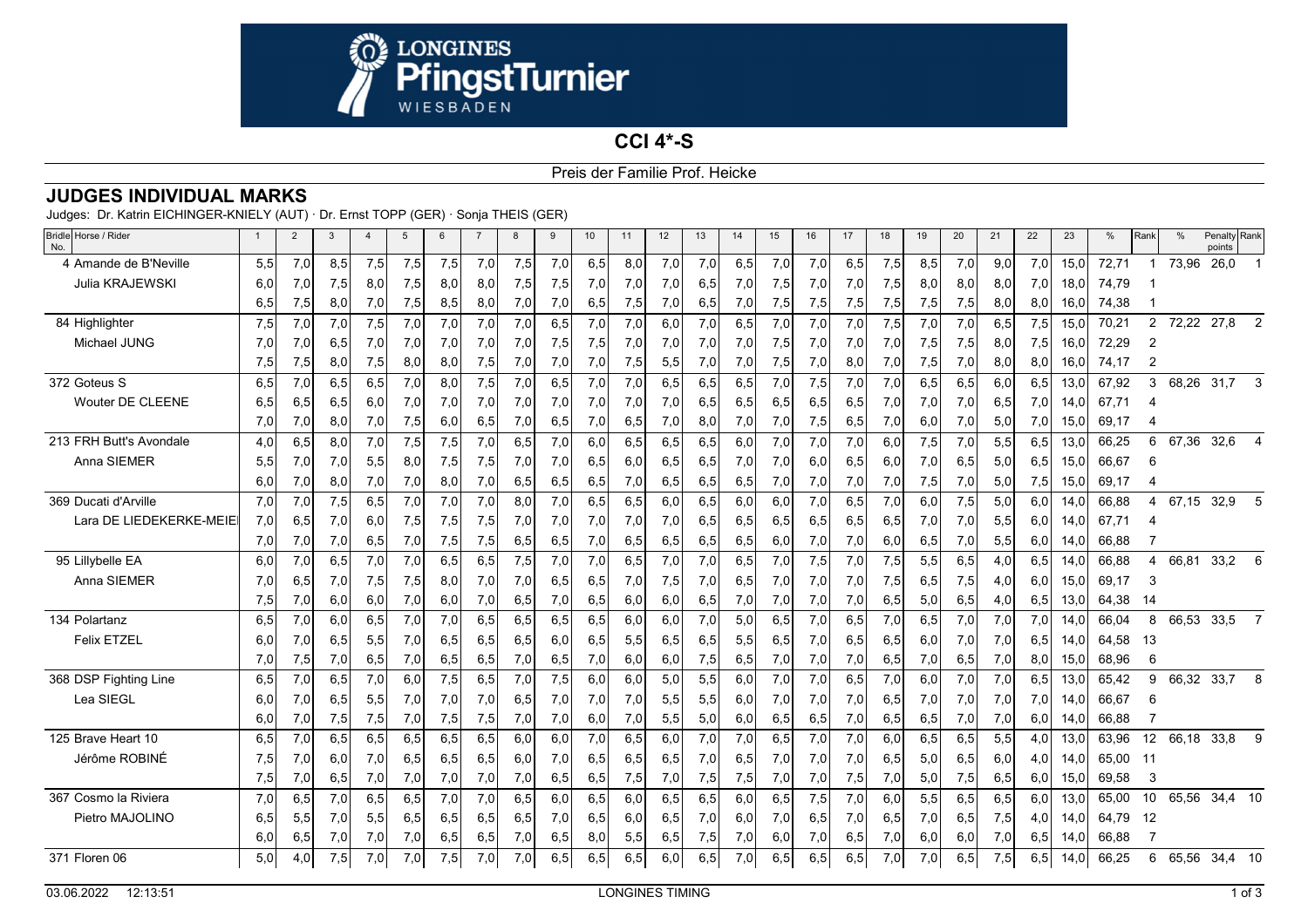# LONGINES PfingstTurnier WIESBADEN

## CCI 4*-S

Preis der Familie Prof. Heicke

## JUDGES INDIVIDUAL MARKS

Judges: Dr. Katrin EICHINGER-KNIELY (AUT) · Dr. Ernst TOPP (GER) · Sonja THEIS (GER)

| Bridle No. | Horse / Rider | 1 | 2 | 3 | 4 | 5 | 6 | 7 | 8 | 9 | 10 | 11 | 12 | 13 | 14 | 15 | 16 | 17 | 18 | 19 | 20 | 21 | 22 | 23 | % | Rank | % | Penalty points | Rank |
|---|---|---|---|---|---|---|---|---|---|---|---|---|---|---|---|---|---|---|---|---|---|---|---|---|---|---|---|---|---|
| 4 | Amande de B'Neville | 5,5 | 7,0 | 8,5 | 7,5 | 7,5 | 7,5 | 7,0 | 7,5 | 7,0 | 6,5 | 8,0 | 7,0 | 7,0 | 6,5 | 7,0 | 7,0 | 6,5 | 7,5 | 8,5 | 7,0 | 9,0 | 7,0 | 15,0 | 72,71 | 1 | 73,96 | 26,0 | 1 |
| | Julia KRAJEWSKI | 6,0 | 7,0 | 7,5 | 8,0 | 7,5 | 8,0 | 8,0 | 7,5 | 7,5 | 7,0 | 7,0 | 7,0 | 6,5 | 7,0 | 7,5 | 7,0 | 7,0 | 7,5 | 8,0 | 8,0 | 8,0 | 7,0 | 18,0 | 74,79 | 1 | | | |
| | | 6,5 | 7,5 | 8,0 | 7,0 | 7,5 | 8,5 | 8,0 | 7,0 | 7,0 | 6,5 | 7,5 | 7,0 | 6,5 | 7,0 | 7,5 | 7,5 | 7,5 | 7,5 | 7,5 | 7,5 | 8,0 | 8,0 | 16,0 | 74,38 | 1 | | | |
| 84 | Highlighter | 7,5 | 7,0 | 7,0 | 7,5 | 7,0 | 7,0 | 7,0 | 7,0 | 6,5 | 7,0 | 7,0 | 6,0 | 7,0 | 6,5 | 7,0 | 7,0 | 7,0 | 7,5 | 7,0 | 7,0 | 6,5 | 7,5 | 15,0 | 70,21 | 2 | 72,22 | 27,8 | 2 |
| | Michael JUNG | 7,0 | 7,0 | 6,5 | 7,0 | 7,0 | 7,0 | 7,0 | 7,0 | 7,5 | 7,5 | 7,0 | 7,0 | 7,0 | 7,0 | 7,5 | 7,0 | 7,0 | 7,0 | 7,5 | 7,5 | 8,0 | 7,5 | 16,0 | 72,29 | 2 | | | |
| | | 7,5 | 7,5 | 8,0 | 7,5 | 8,0 | 8,0 | 7,5 | 7,0 | 7,0 | 7,0 | 7,5 | 5,5 | 7,0 | 7,0 | 7,5 | 7,0 | 8,0 | 7,0 | 7,5 | 7,0 | 8,0 | 8,0 | 16,0 | 74,17 | 2 | | | |
| 372 | Goteus S | 6,5 | 7,0 | 6,5 | 6,5 | 7,0 | 8,0 | 7,5 | 7,0 | 6,5 | 7,0 | 7,0 | 6,5 | 6,5 | 6,5 | 7,0 | 7,5 | 7,0 | 7,0 | 6,5 | 6,5 | 6,0 | 6,5 | 13,0 | 67,92 | 3 | 68,26 | 31,7 | 3 |
| | Wouter DE CLEENE | 6,5 | 6,5 | 6,5 | 6,0 | 7,0 | 7,0 | 7,0 | 7,0 | 7,0 | 7,0 | 7,0 | 7,0 | 6,5 | 6,5 | 6,5 | 6,5 | 6,5 | 7,0 | 7,0 | 7,0 | 6,5 | 7,0 | 14,0 | 67,71 | 4 | | | |
| | | 7,0 | 7,0 | 8,0 | 7,0 | 7,5 | 6,0 | 6,5 | 7,0 | 6,5 | 7,0 | 6,5 | 7,0 | 8,0 | 7,0 | 7,0 | 7,5 | 6,5 | 7,0 | 6,0 | 7,0 | 5,0 | 7,0 | 15,0 | 69,17 | 4 | | | |
| 213 | FRH Butt's Avondale | 4,0 | 6,5 | 8,0 | 7,0 | 7,5 | 7,5 | 7,0 | 6,5 | 7,0 | 6,0 | 6,5 | 6,5 | 6,5 | 6,0 | 7,0 | 7,0 | 7,0 | 6,0 | 7,5 | 7,0 | 5,5 | 6,5 | 13,0 | 66,25 | 6 | 67,36 | 32,6 | 4 |
| | Anna SIEMER | 5,5 | 7,0 | 7,0 | 5,5 | 8,0 | 7,5 | 7,5 | 7,0 | 7,0 | 6,5 | 6,0 | 6,5 | 6,5 | 7,0 | 7,0 | 6,0 | 6,5 | 6,0 | 7,0 | 6,5 | 5,0 | 6,5 | 15,0 | 66,67 | 6 | | | |
| | | 6,0 | 7,0 | 8,0 | 7,0 | 7,0 | 8,0 | 7,0 | 6,5 | 6,5 | 6,5 | 7,0 | 6,5 | 6,5 | 6,5 | 7,0 | 7,0 | 7,0 | 7,0 | 7,5 | 7,0 | 5,0 | 7,5 | 15,0 | 69,17 | 4 | | | |
| 369 | Ducati d'Arville | 7,0 | 7,0 | 7,5 | 6,5 | 7,0 | 7,0 | 7,0 | 8,0 | 7,0 | 6,5 | 6,5 | 6,0 | 6,5 | 6,0 | 6,0 | 7,0 | 6,5 | 7,0 | 6,0 | 7,5 | 5,0 | 6,0 | 14,0 | 66,88 | 4 | 67,15 | 32,9 | 5 |
| | Lara DE LIEDEKERKE-MEIE | 7,0 | 6,5 | 7,0 | 6,0 | 7,5 | 7,5 | 7,5 | 7,0 | 7,0 | 7,0 | 7,0 | 7,0 | 6,5 | 6,5 | 6,5 | 6,5 | 6,5 | 6,5 | 7,0 | 7,0 | 5,5 | 6,0 | 14,0 | 67,71 | 4 | | | |
| | | 7,0 | 7,0 | 7,0 | 6,5 | 7,0 | 7,5 | 7,5 | 6,5 | 6,5 | 7,0 | 6,5 | 6,5 | 6,5 | 6,5 | 6,0 | 7,0 | 7,0 | 6,0 | 6,5 | 7,0 | 5,5 | 6,0 | 14,0 | 66,88 | 7 | | | |
| 95 | Lillybelle EA | 6,0 | 7,0 | 6,5 | 7,0 | 7,0 | 6,5 | 6,5 | 7,5 | 7,0 | 7,0 | 6,5 | 7,0 | 7,0 | 6,5 | 7,0 | 7,5 | 7,0 | 7,5 | 5,5 | 6,5 | 4,0 | 6,5 | 14,0 | 66,88 | 4 | 66,81 | 33,2 | 6 |
| | Anna SIEMER | 7,0 | 6,5 | 7,0 | 7,5 | 7,5 | 8,0 | 7,0 | 7,0 | 6,5 | 6,5 | 7,0 | 7,5 | 7,0 | 6,5 | 7,0 | 7,0 | 7,0 | 7,5 | 6,5 | 7,5 | 4,0 | 6,0 | 15,0 | 69,17 | 3 | | | |
| | | 7,5 | 7,0 | 6,0 | 6,0 | 7,0 | 6,0 | 7,0 | 6,5 | 7,0 | 6,5 | 6,0 | 6,0 | 6,5 | 7,0 | 7,0 | 7,0 | 7,0 | 6,5 | 5,0 | 6,5 | 4,0 | 6,5 | 13,0 | 64,38 | 14 | | | |
| 134 | Polartanz | 6,5 | 7,0 | 6,0 | 6,5 | 7,0 | 7,0 | 6,5 | 6,5 | 6,5 | 6,5 | 6,0 | 6,0 | 7,0 | 5,0 | 6,5 | 7,0 | 6,5 | 7,0 | 6,5 | 7,0 | 7,0 | 7,0 | 14,0 | 66,04 | 8 | 66,53 | 33,5 | 7 |
| | Felix ETZEL | 6,0 | 7,0 | 6,5 | 5,5 | 7,0 | 6,5 | 6,5 | 6,5 | 6,0 | 6,5 | 5,5 | 6,5 | 6,5 | 5,5 | 6,5 | 7,0 | 6,5 | 6,5 | 6,0 | 7,0 | 7,0 | 6,5 | 14,0 | 64,58 | 13 | | | |
| | | 7,0 | 7,5 | 7,0 | 6,5 | 7,0 | 6,5 | 6,5 | 7,0 | 6,5 | 7,0 | 6,0 | 6,0 | 7,5 | 6,5 | 7,0 | 7,0 | 7,0 | 6,5 | 7,0 | 6,5 | 7,0 | 8,0 | 15,0 | 68,96 | 6 | | | |
| 368 | DSP Fighting Line | 6,5 | 7,0 | 6,5 | 7,0 | 6,0 | 7,5 | 6,5 | 7,0 | 7,5 | 6,0 | 6,0 | 5,0 | 5,5 | 6,0 | 7,0 | 7,0 | 6,5 | 7,0 | 6,0 | 7,0 | 7,0 | 6,5 | 13,0 | 65,42 | 9 | 66,32 | 33,7 | 8 |
| | Lea SIEGL | 6,0 | 7,0 | 6,5 | 5,5 | 7,0 | 7,0 | 7,0 | 6,5 | 7,0 | 7,0 | 7,0 | 5,5 | 5,5 | 6,0 | 7,0 | 7,0 | 7,0 | 6,5 | 7,0 | 7,0 | 7,0 | 7,0 | 14,0 | 66,67 | 6 | | | |
| | | 6,0 | 7,0 | 7,5 | 7,5 | 7,0 | 7,5 | 7,5 | 7,0 | 7,0 | 6,0 | 7,0 | 5,5 | 5,0 | 6,0 | 6,5 | 6,5 | 7,0 | 6,5 | 6,5 | 7,0 | 7,0 | 6,0 | 14,0 | 66,88 | 7 | | | |
| 125 | Brave Heart 10 | 6,5 | 7,0 | 6,5 | 6,5 | 6,5 | 6,5 | 6,5 | 6,0 | 6,0 | 7,0 | 6,5 | 6,0 | 7,0 | 7,0 | 6,5 | 7,0 | 7,0 | 6,0 | 6,5 | 6,5 | 5,5 | 4,0 | 13,0 | 63,96 | 12 | 66,18 | 33,8 | 9 |
| | Jérôme ROBINÉ | 7,5 | 7,0 | 6,0 | 7,0 | 6,5 | 6,5 | 6,5 | 6,0 | 7,0 | 6,5 | 6,5 | 6,5 | 7,0 | 6,5 | 7,0 | 7,0 | 7,0 | 6,5 | 5,0 | 6,5 | 6,0 | 4,0 | 14,0 | 65,00 | 11 | | | |
| | | 7,5 | 7,0 | 6,5 | 7,0 | 7,0 | 7,0 | 7,0 | 7,0 | 6,5 | 6,5 | 7,5 | 7,0 | 7,5 | 7,5 | 7,0 | 7,0 | 7,5 | 7,0 | 5,0 | 7,5 | 6,5 | 6,0 | 15,0 | 69,58 | 3 | | | |
| 367 | Cosmo la Riviera | 7,0 | 6,5 | 7,0 | 6,5 | 6,5 | 7,0 | 7,0 | 6,5 | 6,0 | 6,5 | 6,0 | 6,5 | 6,5 | 6,0 | 6,5 | 7,5 | 7,0 | 6,0 | 5,5 | 6,5 | 6,5 | 6,0 | 13,0 | 65,00 | 10 | 65,56 | 34,4 | 10 |
| | Pietro MAJOLINO | 6,5 | 5,5 | 7,0 | 5,5 | 6,5 | 6,5 | 6,5 | 6,5 | 7,0 | 6,5 | 6,0 | 6,5 | 7,0 | 6,0 | 7,0 | 6,5 | 7,0 | 6,5 | 7,0 | 6,5 | 7,5 | 4,0 | 14,0 | 64,79 | 12 | | | |
| | | 6,0 | 6,5 | 7,0 | 7,0 | 7,0 | 6,5 | 6,5 | 7,0 | 6,5 | 8,0 | 5,5 | 6,5 | 7,5 | 7,0 | 6,0 | 7,0 | 6,5 | 7,0 | 6,0 | 6,0 | 7,0 | 6,5 | 14,0 | 66,88 | 7 | | | |
| 371 | Floren 06 | 5,0 | 4,0 | 7,5 | 7,0 | 7,0 | 7,5 | 7,0 | 7,0 | 6,5 | 6,5 | 6,5 | 6,0 | 6,5 | 7,0 | 6,5 | 6,5 | 6,5 | 7,0 | 7,0 | 6,5 | 7,5 | 6,5 | 14,0 | 66,25 | 6 | 65,56 | 34,4 | 10 |

03.06.2022 12:13:51 LONGINES TIMING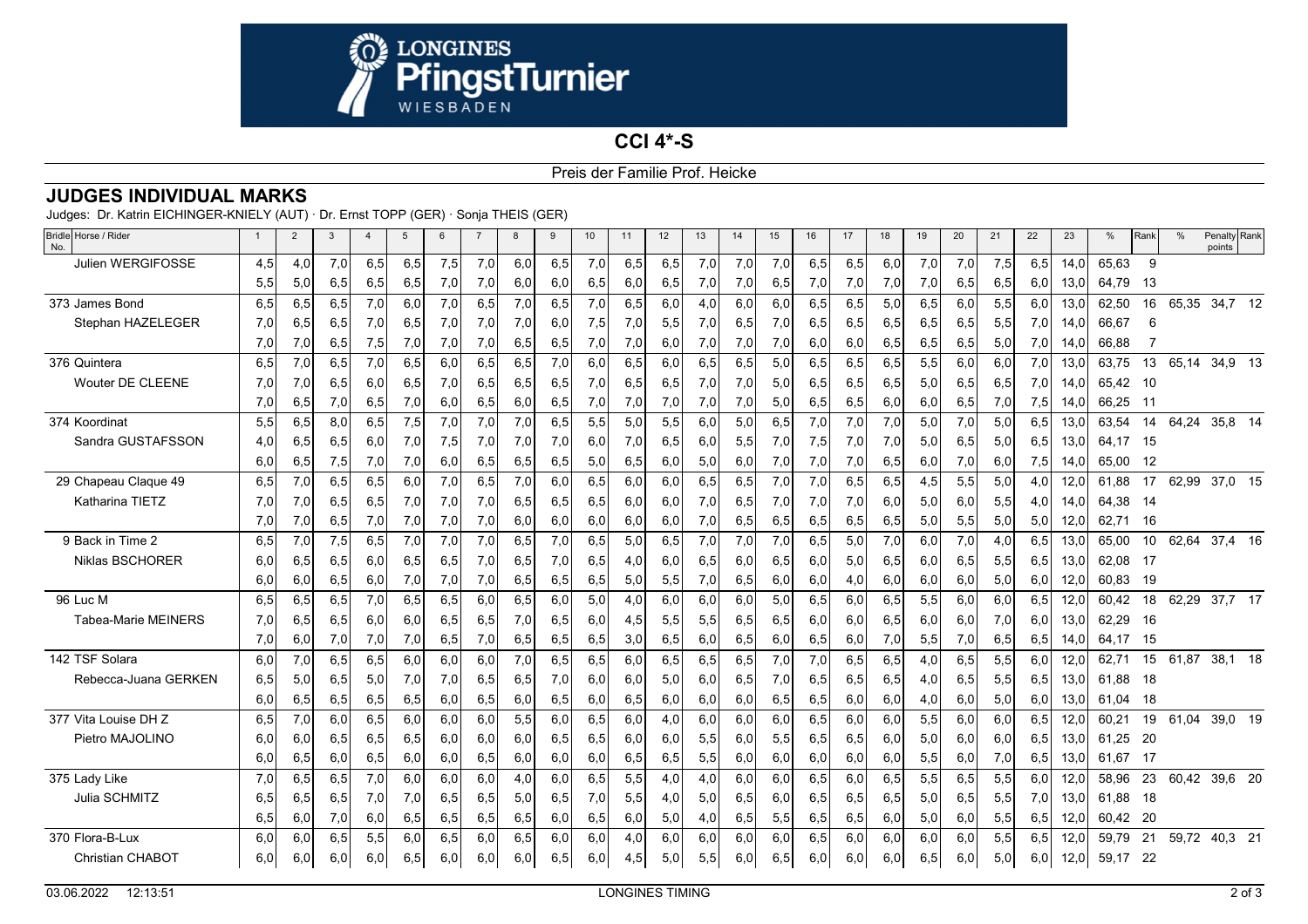# CCI 4*-S

Preis der Familie Prof. Heicke

## JUDGES INDIVIDUAL MARKS

Judges: Dr. Katrin EICHINGER-KNIELY (AUT) · Dr. Ernst TOPP (GER) · Sonja THEIS (GER)

| Bridle No. Horse / Rider | 1 | 2 | 3 | 4 | 5 | 6 | 7 | 8 | 9 | 10 | 11 | 12 | 13 | 14 | 15 | 16 | 17 | 18 | 19 | 20 | 21 | 22 | 23 | % | Rank | % | Penalty points | Rank |
|---|---|---|---|---|---|---|---|---|---|---|---|---|---|---|---|---|---|---|---|---|---|---|---|---|---|---|---|---|
| Julien WERGIFOSSE | 4,5 | 4,0 | 7,0 | 6,5 | 6,5 | 7,5 | 7,0 | 6,0 | 6,5 | 7,0 | 6,5 | 6,5 | 7,0 | 7,0 | 7,0 | 6,5 | 6,5 | 6,0 | 7,0 | 7,0 | 7,5 | 6,5 | 14,0 | 65,63 | 9 | | | |
| | 5,5 | 5,0 | 6,5 | 6,5 | 6,5 | 7,0 | 7,0 | 6,0 | 6,0 | 6,5 | 6,0 | 6,5 | 7,0 | 7,0 | 6,5 | 7,0 | 7,0 | 7,0 | 7,0 | 6,5 | 6,5 | 6,0 | 13,0 | 64,79 | 13 | | | |
| 373 James Bond | 6,5 | 6,5 | 6,5 | 7,0 | 6,0 | 7,0 | 6,5 | 7,0 | 6,5 | 7,0 | 6,5 | 6,0 | 4,0 | 6,0 | 6,0 | 6,5 | 6,5 | 5,0 | 6,5 | 6,0 | 5,5 | 6,0 | 13,0 | 62,50 | 16 | 65,35 | 34,7 | 12 |
| Stephan HAZELEGER | 7,0 | 6,5 | 6,5 | 7,0 | 6,5 | 7,0 | 7,0 | 7,0 | 6,0 | 7,5 | 7,0 | 5,5 | 7,0 | 6,5 | 7,0 | 6,5 | 6,5 | 6,5 | 6,5 | 6,5 | 5,5 | 7,0 | 14,0 | 66,67 | 6 | | | |
| | 7,0 | 7,0 | 6,5 | 7,5 | 7,0 | 7,0 | 7,0 | 6,5 | 6,5 | 7,0 | 7,0 | 6,0 | 7,0 | 7,0 | 7,0 | 6,0 | 6,0 | 6,5 | 6,5 | 6,5 | 5,0 | 7,0 | 14,0 | 66,88 | 7 | | | |
| 376 Quintera | 6,5 | 7,0 | 6,5 | 7,0 | 6,5 | 6,0 | 6,5 | 6,5 | 7,0 | 6,0 | 6,5 | 6,0 | 6,5 | 6,5 | 5,0 | 6,5 | 6,5 | 6,5 | 5,5 | 6,0 | 6,0 | 7,0 | 13,0 | 63,75 | 13 | 65,14 | 34,9 | 13 |
| Wouter DE CLEENE | 7,0 | 7,0 | 6,5 | 6,0 | 6,5 | 7,0 | 6,5 | 6,5 | 6,5 | 7,0 | 6,5 | 6,5 | 7,0 | 7,0 | 5,0 | 6,5 | 6,5 | 6,5 | 5,0 | 6,5 | 6,5 | 7,0 | 14,0 | 65,42 | 10 | | | |
| | 7,0 | 6,5 | 7,0 | 6,5 | 7,0 | 6,0 | 6,5 | 6,0 | 6,5 | 7,0 | 7,0 | 7,0 | 7,0 | 7,0 | 5,0 | 6,5 | 6,5 | 6,0 | 6,0 | 6,5 | 7,0 | 7,5 | 14,0 | 66,25 | 11 | | | |
| 374 Koordinat | 5,5 | 6,5 | 8,0 | 6,5 | 7,5 | 7,0 | 7,0 | 7,0 | 6,5 | 5,5 | 5,0 | 5,5 | 6,0 | 5,0 | 6,5 | 7,0 | 7,0 | 7,0 | 5,0 | 7,0 | 5,0 | 6,5 | 13,0 | 63,54 | 14 | 64,24 | 35,8 | 14 |
| Sandra GUSTAFSSON | 4,0 | 6,5 | 6,5 | 6,0 | 7,0 | 7,5 | 7,0 | 7,0 | 7,0 | 6,0 | 7,0 | 6,5 | 6,0 | 5,5 | 7,0 | 7,5 | 7,0 | 7,0 | 5,0 | 6,5 | 5,0 | 6,5 | 13,0 | 64,17 | 15 | | | |
| | 6,0 | 6,5 | 7,5 | 7,0 | 7,0 | 6,0 | 6,5 | 6,5 | 6,5 | 5,0 | 6,5 | 6,0 | 5,0 | 6,0 | 7,0 | 7,0 | 7,0 | 6,5 | 6,0 | 7,0 | 6,0 | 7,5 | 14,0 | 65,00 | 12 | | | |
| 29 Chapeau Claque 49 | 6,5 | 7,0 | 6,5 | 6,5 | 6,0 | 7,0 | 6,5 | 7,0 | 6,0 | 6,5 | 6,0 | 6,0 | 6,5 | 6,5 | 7,0 | 7,0 | 6,5 | 6,5 | 4,5 | 5,5 | 5,0 | 4,0 | 12,0 | 61,88 | 17 | 62,99 | 37,0 | 15 |
| Katharina TIETZ | 7,0 | 7,0 | 6,5 | 6,5 | 7,0 | 7,0 | 7,0 | 6,5 | 6,5 | 6,5 | 6,0 | 6,0 | 7,0 | 6,5 | 7,0 | 7,0 | 7,0 | 6,0 | 5,0 | 6,0 | 5,5 | 4,0 | 14,0 | 64,38 | 14 | | | |
| | 7,0 | 7,0 | 6,5 | 7,0 | 7,0 | 7,0 | 7,0 | 6,0 | 6,0 | 6,0 | 6,0 | 6,0 | 7,0 | 6,5 | 6,5 | 6,5 | 6,5 | 6,5 | 5,0 | 5,5 | 5,0 | 5,0 | 12,0 | 62,71 | 16 | | | |
| 9 Back in Time 2 | 6,5 | 7,0 | 7,5 | 6,5 | 7,0 | 7,0 | 7,0 | 6,5 | 7,0 | 6,5 | 5,0 | 6,5 | 7,0 | 7,0 | 7,0 | 6,5 | 5,0 | 7,0 | 6,0 | 7,0 | 4,0 | 6,5 | 13,0 | 65,00 | 10 | 62,64 | 37,4 | 16 |
| Niklas BSCHORER | 6,0 | 6,5 | 6,5 | 6,0 | 6,5 | 6,5 | 7,0 | 6,5 | 7,0 | 6,5 | 4,0 | 6,0 | 6,5 | 6,0 | 6,5 | 6,0 | 5,0 | 6,5 | 6,0 | 6,5 | 5,5 | 6,5 | 13,0 | 62,08 | 17 | | | |
| | 6,0 | 6,0 | 6,5 | 6,0 | 7,0 | 7,0 | 7,0 | 6,5 | 6,5 | 6,5 | 5,0 | 5,5 | 7,0 | 6,5 | 6,0 | 6,0 | 4,0 | 6,0 | 6,0 | 6,0 | 5,0 | 6,0 | 12,0 | 60,83 | 19 | | | |
| 96 Luc M | 6,5 | 6,5 | 6,5 | 7,0 | 6,5 | 6,5 | 6,0 | 6,5 | 6,0 | 5,0 | 4,0 | 6,0 | 6,0 | 6,0 | 5,0 | 6,5 | 6,0 | 6,5 | 5,5 | 6,0 | 6,0 | 6,5 | 12,0 | 60,42 | 18 | 62,29 | 37,7 | 17 |
| Tabea-Marie MEINERS | 7,0 | 6,5 | 6,5 | 6,0 | 6,0 | 6,5 | 6,5 | 7,0 | 6,5 | 6,0 | 4,5 | 5,5 | 5,5 | 6,5 | 6,5 | 6,0 | 6,0 | 6,5 | 6,0 | 6,0 | 7,0 | 6,0 | 13,0 | 62,29 | 16 | | | |
| | 7,0 | 6,0 | 7,0 | 7,0 | 7,0 | 6,5 | 7,0 | 6,5 | 6,5 | 6,5 | 3,0 | 6,5 | 6,0 | 6,5 | 6,0 | 6,5 | 6,0 | 7,0 | 5,5 | 7,0 | 6,5 | 6,5 | 14,0 | 64,17 | 15 | | | |
| 142 TSF Solara | 6,0 | 7,0 | 6,5 | 6,5 | 6,0 | 6,0 | 6,0 | 7,0 | 6,5 | 6,5 | 6,0 | 6,5 | 6,5 | 6,5 | 7,0 | 7,0 | 6,5 | 6,5 | 4,0 | 6,5 | 5,5 | 6,0 | 12,0 | 62,71 | 15 | 61,87 | 38,1 | 18 |
| Rebecca-Juana GERKEN | 6,5 | 5,0 | 6,5 | 5,0 | 7,0 | 7,0 | 6,5 | 6,5 | 7,0 | 6,0 | 6,0 | 5,0 | 6,0 | 6,5 | 7,0 | 6,5 | 6,5 | 6,5 | 4,0 | 6,5 | 5,5 | 6,5 | 13,0 | 61,88 | 18 | | | |
| | 6,0 | 6,5 | 6,5 | 6,5 | 6,5 | 6,0 | 6,5 | 6,0 | 6,5 | 6,0 | 6,5 | 6,0 | 6,0 | 6,0 | 6,5 | 6,5 | 6,0 | 6,0 | 4,0 | 6,0 | 5,0 | 6,0 | 13,0 | 61,04 | 18 | | | |
| 377 Vita Louise DH Z | 6,5 | 7,0 | 6,0 | 6,5 | 6,0 | 6,0 | 6,0 | 5,5 | 6,0 | 6,5 | 6,0 | 4,0 | 6,0 | 6,0 | 6,0 | 6,5 | 6,0 | 6,0 | 5,5 | 6,0 | 6,0 | 6,5 | 12,0 | 60,21 | 19 | 61,04 | 39,0 | 19 |
| Pietro MAJOLINO | 6,0 | 6,0 | 6,5 | 6,5 | 6,5 | 6,0 | 6,0 | 6,0 | 6,5 | 6,5 | 6,0 | 6,0 | 5,5 | 6,0 | 5,5 | 6,5 | 6,5 | 6,0 | 5,0 | 6,0 | 6,0 | 6,5 | 13,0 | 61,25 | 20 | | | |
| | 6,0 | 6,5 | 6,0 | 6,5 | 6,0 | 6,0 | 6,5 | 6,0 | 6,0 | 6,0 | 6,5 | 6,5 | 5,5 | 6,0 | 6,0 | 6,0 | 6,0 | 6,0 | 5,5 | 6,0 | 7,0 | 6,5 | 13,0 | 61,67 | 17 | | | |
| 375 Lady Like | 7,0 | 6,5 | 6,5 | 7,0 | 6,0 | 6,0 | 6,0 | 4,0 | 6,0 | 6,5 | 5,5 | 4,0 | 4,0 | 6,0 | 6,0 | 6,5 | 6,0 | 6,5 | 5,5 | 6,5 | 5,5 | 6,0 | 12,0 | 58,96 | 23 | 60,42 | 39,6 | 20 |
| Julia SCHMITZ | 6,5 | 6,5 | 6,5 | 7,0 | 7,0 | 6,5 | 6,5 | 5,0 | 6,5 | 7,0 | 5,5 | 4,0 | 5,0 | 6,5 | 6,0 | 6,5 | 6,5 | 6,5 | 5,0 | 6,5 | 5,5 | 7,0 | 13,0 | 61,88 | 18 | | | |
| | 6,5 | 6,0 | 7,0 | 6,0 | 6,5 | 6,5 | 6,5 | 6,5 | 6,0 | 6,5 | 6,0 | 5,0 | 4,0 | 6,5 | 5,5 | 6,5 | 6,5 | 6,0 | 5,0 | 6,0 | 5,5 | 6,5 | 12,0 | 60,42 | 20 | | | |
| 370 Flora-B-Lux | 6,0 | 6,0 | 6,5 | 5,5 | 6,0 | 6,5 | 6,0 | 6,5 | 6,0 | 6,0 | 4,0 | 6,0 | 6,0 | 6,0 | 6,0 | 6,5 | 6,0 | 6,0 | 6,0 | 6,0 | 5,5 | 6,5 | 12,0 | 59,79 | 21 | 59,72 | 40,3 | 21 |
| Christian CHABOT | 6,0 | 6,0 | 6,0 | 6,0 | 6,5 | 6,0 | 6,0 | 6,0 | 6,5 | 6,0 | 4,5 | 5,0 | 5,5 | 6,0 | 6,5 | 6,0 | 6,0 | 6,0 | 6,5 | 6,0 | 5,0 | 6,0 | 12,0 | 59,17 | 22 | | | |

03.06.2022 12:13:51 LONGINES TIMING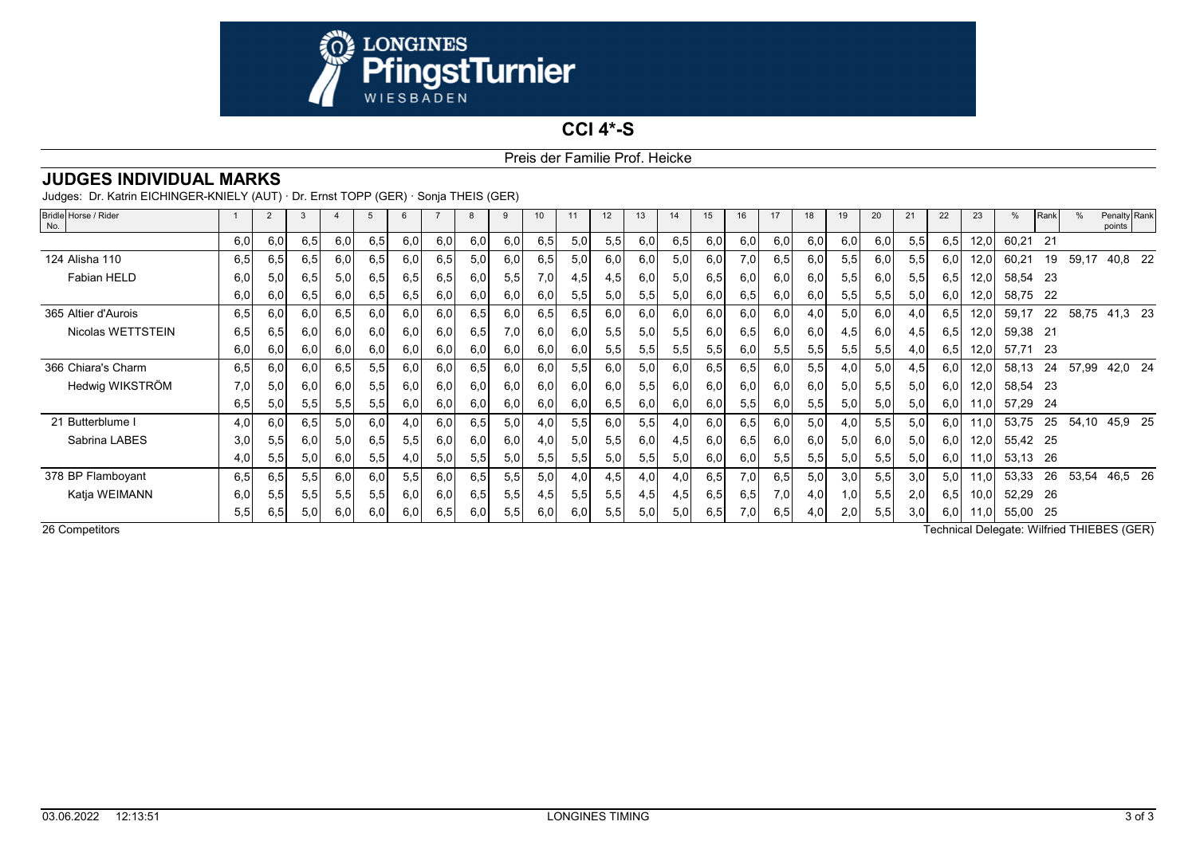LONGINES PfingstTurnier WIESBADEN

# CCI 4*-S

Preis der Familie Prof. Heicke

## JUDGES INDIVIDUAL MARKS

Judges: Dr. Katrin EICHINGER-KNIELY (AUT) · Dr. Ernst TOPP (GER) · Sonja THEIS (GER)

| Bridle No. | Horse / Rider | 1 | 2 | 3 | 4 | 5 | 6 | 7 | 8 | 9 | 10 | 11 | 12 | 13 | 14 | 15 | 16 | 17 | 18 | 19 | 20 | 21 | 22 | 23 | % | Rank | % | Penalty points | Rank |
|---|---|---|---|---|---|---|---|---|---|---|---|---|---|---|---|---|---|---|---|---|---|---|---|---|---|---|---|---|---|
| | | 6,0 | 6,0 | 6,5 | 6,0 | 6,5 | 6,0 | 6,0 | 6,0 | 6,0 | 6,5 | 5,0 | 5,5 | 6,0 | 6,5 | 6,0 | 6,0 | 6,0 | 6,0 | 6,0 | 6,0 | 5,5 | 6,5 | 12,0 | 60,21 | 21 | | | |
| 124 | Alisha 110 | 6,5 | 6,5 | 6,5 | 6,0 | 6,5 | 6,0 | 6,5 | 5,0 | 6,0 | 6,5 | 5,0 | 6,0 | 6,0 | 5,0 | 6,0 | 7,0 | 6,5 | 6,0 | 5,5 | 6,0 | 5,5 | 6,0 | 12,0 | 60,21 | 19 | 59,17 | 40,8 | 22 |
| | Fabian HELD | 6,0 | 5,0 | 6,5 | 5,0 | 6,5 | 6,5 | 6,5 | 6,0 | 5,5 | 7,0 | 4,5 | 4,5 | 6,0 | 5,0 | 6,5 | 6,0 | 6,0 | 6,0 | 5,5 | 6,0 | 5,5 | 6,5 | 12,0 | 58,54 | 23 | | | |
| | | 6,0 | 6,0 | 6,5 | 6,0 | 6,5 | 6,5 | 6,0 | 6,0 | 6,0 | 6,0 | 5,5 | 5,0 | 5,5 | 5,0 | 6,0 | 6,5 | 6,0 | 6,0 | 5,5 | 5,5 | 5,0 | 6,0 | 12,0 | 58,75 | 22 | | | |
| 365 | Altier d'Aurois | 6,5 | 6,0 | 6,0 | 6,5 | 6,0 | 6,0 | 6,0 | 6,5 | 6,0 | 6,5 | 6,5 | 6,0 | 6,0 | 6,0 | 6,0 | 6,0 | 6,0 | 4,0 | 5,0 | 6,0 | 4,0 | 6,5 | 12,0 | 59,17 | 22 | 58,75 | 41,3 | 23 |
| | Nicolas WETTSTEIN | 6,5 | 6,5 | 6,0 | 6,0 | 6,0 | 6,0 | 6,0 | 6,5 | 7,0 | 6,0 | 6,0 | 5,5 | 5,0 | 5,5 | 6,0 | 6,5 | 6,0 | 6,0 | 4,5 | 6,0 | 4,5 | 6,5 | 12,0 | 59,38 | 21 | | | |
| | | 6,0 | 6,0 | 6,0 | 6,0 | 6,0 | 6,0 | 6,0 | 6,0 | 6,0 | 6,0 | 6,0 | 5,5 | 5,5 | 5,5 | 5,5 | 6,0 | 5,5 | 5,5 | 5,5 | 5,5 | 4,0 | 6,5 | 12,0 | 57,71 | 23 | | | |
| 366 | Chiara's Charm | 6,5 | 6,0 | 6,0 | 6,5 | 5,5 | 6,0 | 6,0 | 6,5 | 6,0 | 6,0 | 5,5 | 6,0 | 5,0 | 6,0 | 6,5 | 6,5 | 6,0 | 5,5 | 4,0 | 5,0 | 4,5 | 6,0 | 12,0 | 58,13 | 24 | 57,99 | 42,0 | 24 |
| | Hedwig WIKSTRÖM | 7,0 | 5,0 | 6,0 | 6,0 | 5,5 | 6,0 | 6,0 | 6,0 | 6,0 | 6,0 | 6,0 | 6,0 | 5,5 | 6,0 | 6,0 | 6,0 | 6,0 | 6,0 | 5,0 | 5,5 | 5,0 | 6,0 | 12,0 | 58,54 | 23 | | | |
| | | 6,5 | 5,0 | 5,5 | 5,5 | 5,5 | 6,0 | 6,0 | 6,0 | 6,0 | 6,0 | 6,0 | 6,5 | 6,0 | 6,0 | 6,0 | 5,5 | 6,0 | 5,5 | 5,0 | 5,0 | 5,0 | 6,0 | 11,0 | 57,29 | 24 | | | |
| 21 | Butterblume I | 4,0 | 6,0 | 6,5 | 5,0 | 6,0 | 4,0 | 6,0 | 6,5 | 5,0 | 4,0 | 5,5 | 6,0 | 5,5 | 4,0 | 6,0 | 6,5 | 6,0 | 5,0 | 4,0 | 5,5 | 5,0 | 6,0 | 11,0 | 53,75 | 25 | 54,10 | 45,9 | 25 |
| | Sabrina LABES | 3,0 | 5,5 | 6,0 | 5,0 | 6,5 | 5,5 | 6,0 | 6,0 | 6,0 | 4,0 | 5,0 | 5,5 | 6,0 | 4,5 | 6,0 | 6,5 | 6,0 | 6,0 | 5,0 | 6,0 | 5,0 | 6,0 | 12,0 | 55,42 | 25 | | | |
| | | 4,0 | 5,5 | 5,0 | 6,0 | 5,5 | 4,0 | 5,0 | 5,5 | 5,0 | 5,5 | 5,5 | 5,0 | 5,5 | 5,0 | 6,0 | 6,0 | 5,5 | 5,5 | 5,0 | 5,5 | 5,0 | 6,0 | 11,0 | 53,13 | 26 | | | |
| 378 | BP Flamboyant | 6,5 | 6,5 | 5,5 | 6,0 | 6,0 | 5,5 | 6,0 | 6,5 | 5,5 | 5,0 | 4,0 | 4,5 | 4,0 | 4,0 | 6,5 | 7,0 | 6,5 | 5,0 | 3,0 | 5,5 | 3,0 | 5,0 | 11,0 | 53,33 | 26 | 53,54 | 46,5 | 26 |
| | Katja WEIMANN | 6,0 | 5,5 | 5,5 | 5,5 | 5,5 | 6,0 | 6,0 | 6,5 | 5,5 | 4,5 | 5,5 | 5,5 | 4,5 | 4,5 | 6,5 | 6,5 | 7,0 | 4,0 | 1,0 | 5,5 | 2,0 | 6,5 | 10,0 | 52,29 | 26 | | | |
| | | 5,5 | 6,5 | 5,0 | 6,0 | 6,0 | 6,0 | 6,5 | 6,0 | 5,5 | 6,0 | 6,0 | 5,5 | 5,0 | 5,0 | 6,5 | 7,0 | 6,5 | 4,0 | 2,0 | 5,5 | 3,0 | 6,0 | 11,0 | 55,00 | 25 | | | |

26 Competitors

Technical Delegate: Wilfried THIEBES (GER)

03.06.2022 12:13:51

LONGINES TIMING